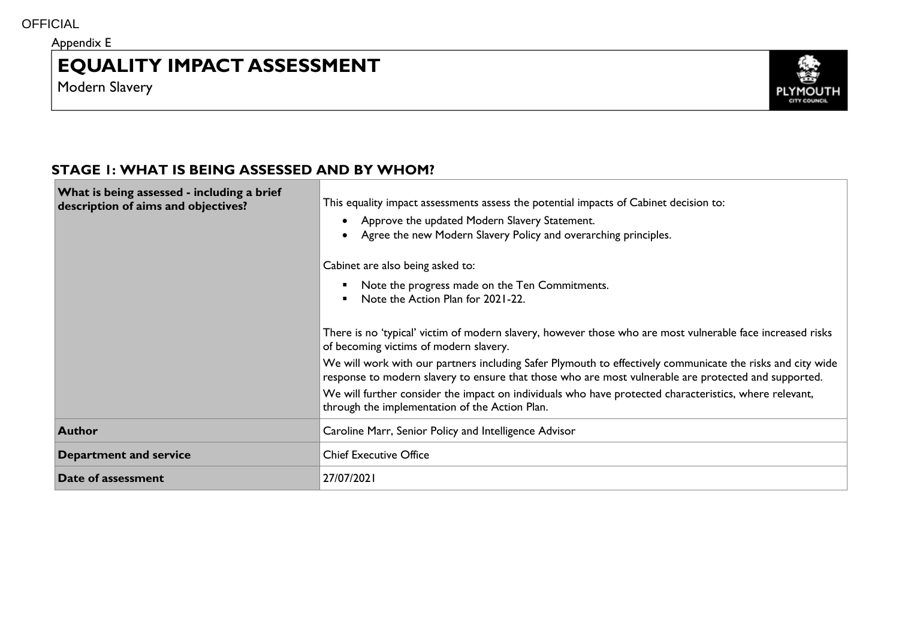OFFICIAL

Appendix E

# EQUALITY IMPACT ASSESSMENT

Modern Slavery

## STAGE 1: WHAT IS BEING ASSESSED AND BY WHOM?

| **What is being assessed - including a brief description of aims and objectives?** | This equality impact assessments assess the potential impacts of Cabinet decision to:<br>• Approve the updated Modern Slavery Statement.<br>• Agree the new Modern Slavery Policy and overarching principles.<br><br>Cabinet are also being asked to:<br>▪ Note the progress made on the Ten Commitments.<br>▪ Note the Action Plan for 2021-22.<br><br>There is no 'typical' victim of modern slavery, however those who are most vulnerable face increased risks of becoming victims of modern slavery.<br>We will work with our partners including Safer Plymouth to effectively communicate the risks and city wide response to modern slavery to ensure that those who are most vulnerable are protected and supported.<br>We will further consider the impact on individuals who have protected characteristics, where relevant, through the implementation of the Action Plan. |
|---|---|
| **Author** | Caroline Marr, Senior Policy and Intelligence Advisor |
| **Department and service** | Chief Executive Office |
| **Date of assessment** | 27/07/2021 |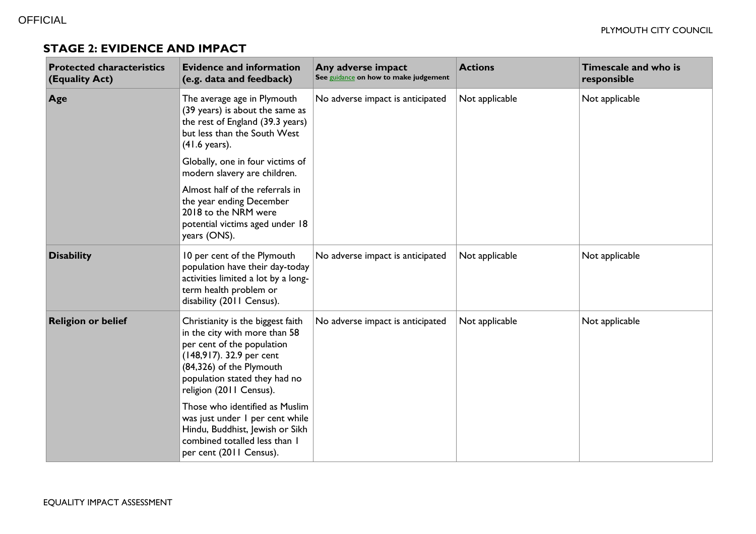## STAGE 2: EVIDENCE AND IMPACT

| Protected characteristics (Equality Act) | Evidence and information (e.g. data and feedback) | Any adverse impact See guidance on how to make judgement | Actions | Timescale and who is responsible |
|---|---|---|---|---|
| **Age** | The average age in Plymouth (39 years) is about the same as the rest of England (39.3 years) but less than the South West (41.6 years).<br><br>Globally, one in four victims of modern slavery are children.<br><br>Almost half of the referrals in the year ending December 2018 to the NRM were potential victims aged under 18 years (ONS). | No adverse impact is anticipated | Not applicable | Not applicable |
| **Disability** | 10 per cent of the Plymouth population have their day-today activities limited a lot by a long-term health problem or disability (2011 Census). | No adverse impact is anticipated | Not applicable | Not applicable |
| **Religion or belief** | Christianity is the biggest faith in the city with more than 58 per cent of the population (148,917). 32.9 per cent (84,326) of the Plymouth population stated they had no religion (2011 Census).<br><br>Those who identified as Muslim was just under 1 per cent while Hindu, Buddhist, Jewish or Sikh combined totalled less than 1 per cent (2011 Census). | No adverse impact is anticipated | Not applicable | Not applicable |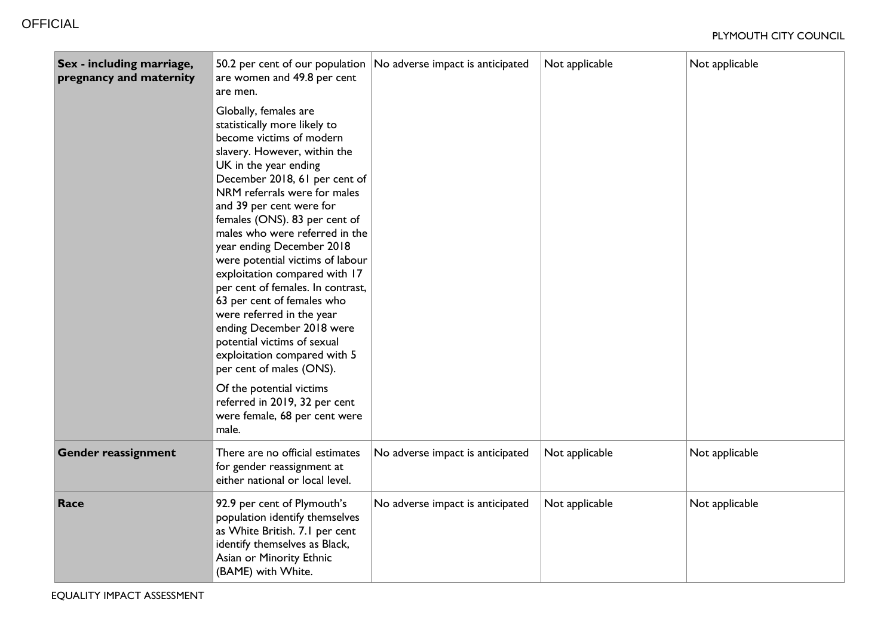| | | | | |
|---|---|---|---|---|
| **Sex - including marriage, pregnancy and maternity** | 50.2 per cent of our population are women and 49.8 per cent are men.<br><br>Globally, females are statistically more likely to become victims of modern slavery. However, within the UK in the year ending December 2018, 61 per cent of NRM referrals were for males and 39 per cent were for females (ONS). 83 per cent of males who were referred in the year ending December 2018 were potential victims of labour exploitation compared with 17 per cent of females. In contrast, 63 per cent of females who were referred in the year ending December 2018 were potential victims of sexual exploitation compared with 5 per cent of males (ONS).<br><br>Of the potential victims referred in 2019, 32 per cent were female, 68 per cent were male. | No adverse impact is anticipated | Not applicable | Not applicable |
| **Gender reassignment** | There are no official estimates for gender reassignment at either national or local level. | No adverse impact is anticipated | Not applicable | Not applicable |
| **Race** | 92.9 per cent of Plymouth's population identify themselves as White British. 7.1 per cent identify themselves as Black, Asian or Minority Ethnic (BAME) with White. | No adverse impact is anticipated | Not applicable | Not applicable |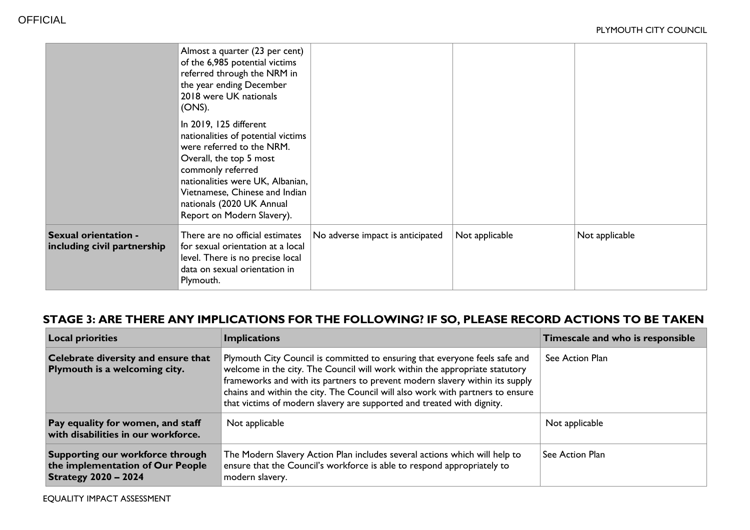| | | | | |
|---|---|---|---|---|
| | Almost a quarter (23 per cent) of the 6,985 potential victims referred through the NRM in the year ending December 2018 were UK nationals (ONS).<br><br>In 2019, 125 different nationalities of potential victims were referred to the NRM. Overall, the top 5 most commonly referred nationalities were UK, Albanian, Vietnamese, Chinese and Indian nationals (2020 UK Annual Report on Modern Slavery). | | | |
| **Sexual orientation - including civil partnership** | There are no official estimates for sexual orientation at a local level. There is no precise local data on sexual orientation in Plymouth. | No adverse impact is anticipated | Not applicable | Not applicable |

## STAGE 3: ARE THERE ANY IMPLICATIONS FOR THE FOLLOWING? IF SO, PLEASE RECORD ACTIONS TO BE TAKEN

| Local priorities | Implications | Timescale and who is responsible |
|---|---|---|
| **Celebrate diversity and ensure that Plymouth is a welcoming city.** | Plymouth City Council is committed to ensuring that everyone feels safe and welcome in the city. The Council will work within the appropriate statutory frameworks and with its partners to prevent modern slavery within its supply chains and within the city. The Council will also work with partners to ensure that victims of modern slavery are supported and treated with dignity. | See Action Plan |
| **Pay equality for women, and staff with disabilities in our workforce.** | Not applicable | Not applicable |
| **Supporting our workforce through the implementation of Our People Strategy 2020 – 2024** | The Modern Slavery Action Plan includes several actions which will help to ensure that the Council's workforce is able to respond appropriately to modern slavery. | See Action Plan |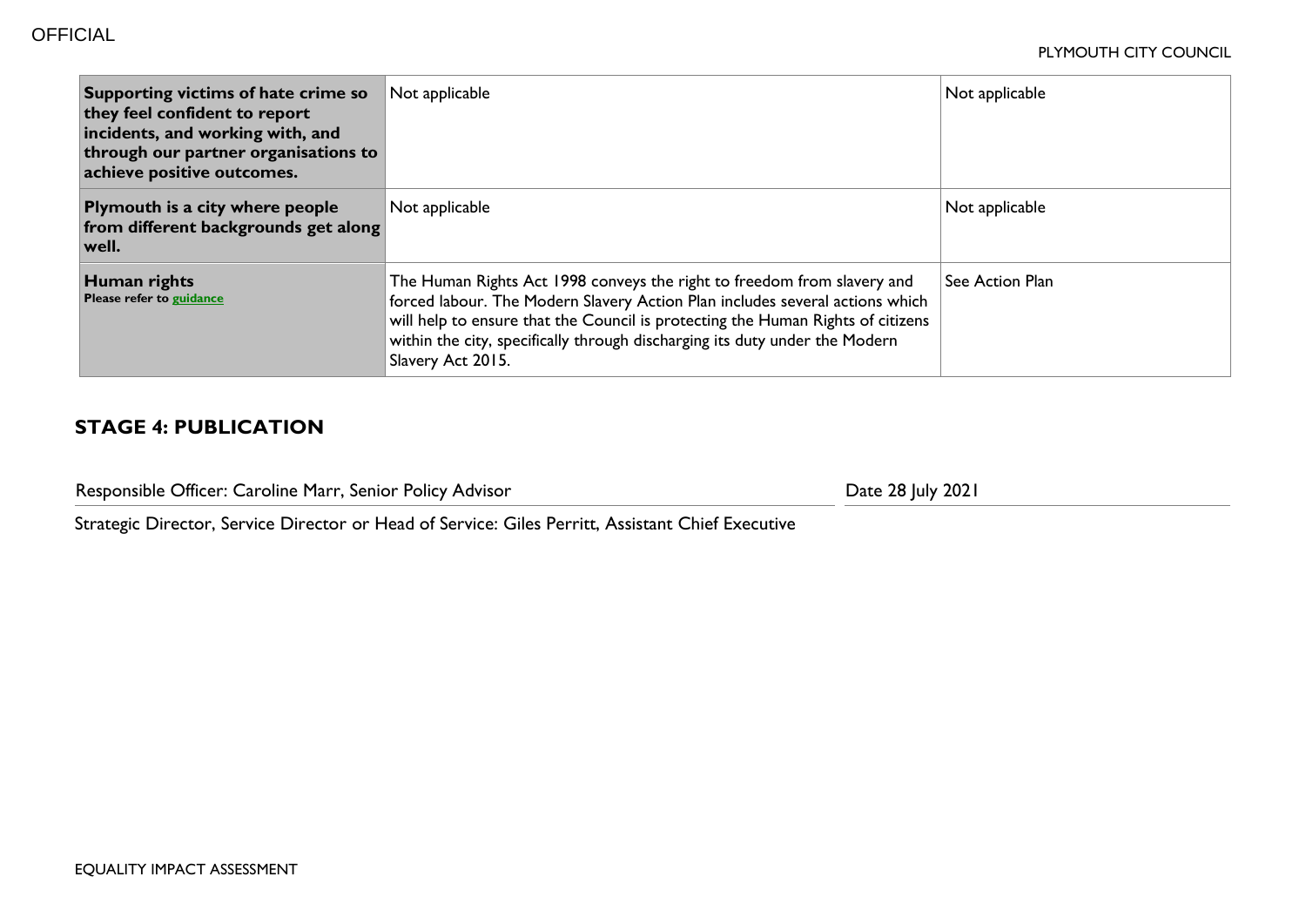| | | |
|---|---|---|
| **Supporting victims of hate crime so they feel confident to report incidents, and working with, and through our partner organisations to achieve positive outcomes.** | Not applicable | Not applicable |
| **Plymouth is a city where people from different backgrounds get along well.** | Not applicable | Not applicable |
| **Human rights** **Please refer to guidance** | The Human Rights Act 1998 conveys the right to freedom from slavery and forced labour. The Modern Slavery Action Plan includes several actions which will help to ensure that the Council is protecting the Human Rights of citizens within the city, specifically through discharging its duty under the Modern Slavery Act 2015. | See Action Plan |

## STAGE 4: PUBLICATION

| | |
|---|---|
| Responsible Officer: Caroline Marr, Senior Policy Advisor | Date 28 July 2021 |

Strategic Director, Service Director or Head of Service: Giles Perritt, Assistant Chief Executive